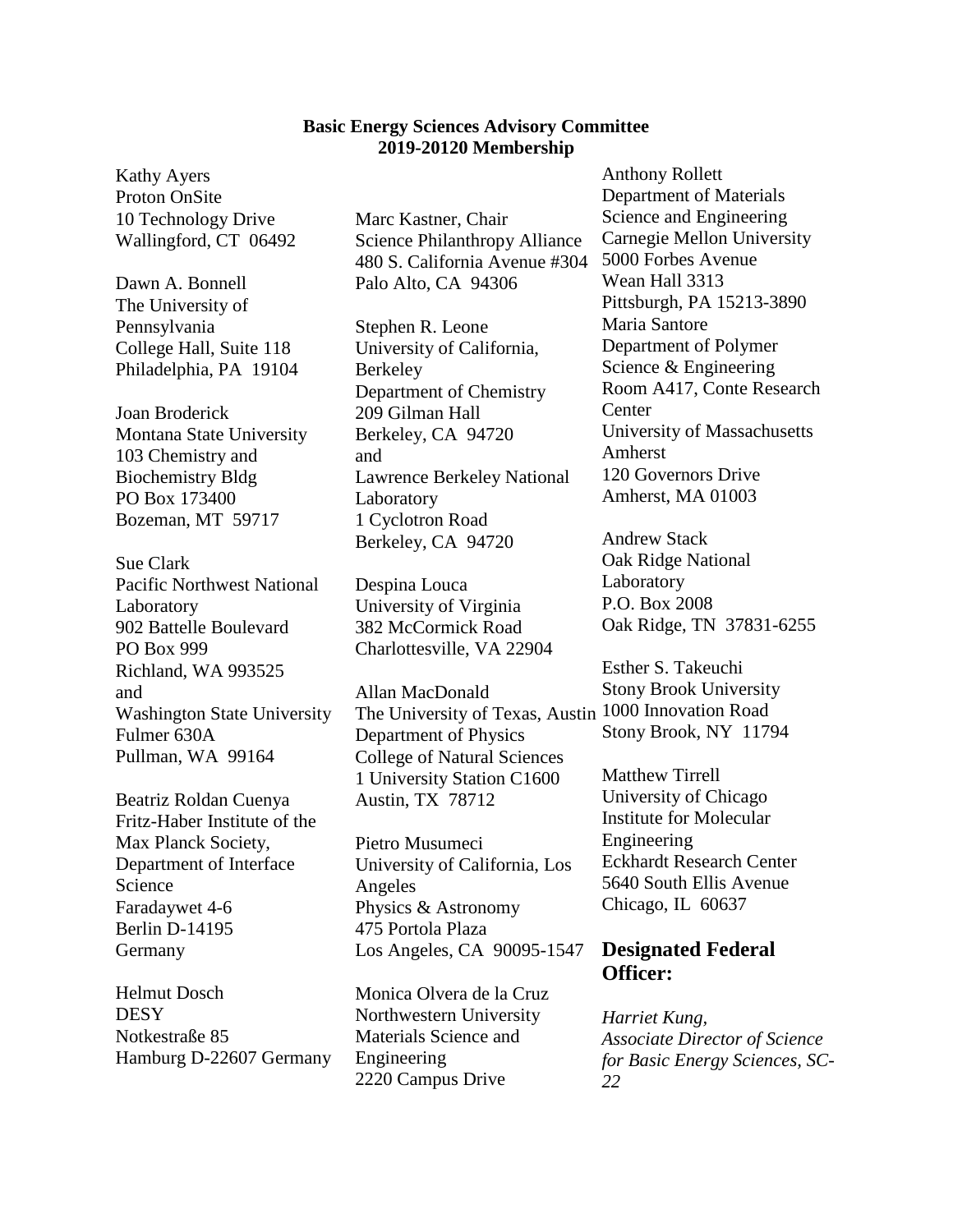**Basic Energy Sciences Advisory Committee**
**2019-20120 Membership**

Kathy Ayers
Proton OnSite
10 Technology Drive
Wallingford, CT 06492

Dawn A. Bonnell
The University of Pennsylvania
College Hall, Suite 118
Philadelphia, PA 19104

Joan Broderick
Montana State University
103 Chemistry and Biochemistry Bldg
PO Box 173400
Bozeman, MT 59717

Sue Clark
Pacific Northwest National Laboratory
902 Battelle Boulevard
PO Box 999
Richland, WA 993525
and
Washington State University
Fulmer 630A
Pullman, WA 99164

Beatriz Roldan Cuenya
Fritz-Haber Institute of the Max Planck Society,
Department of Interface Science
Faradaywet 4-6
Berlin D-14195
Germany

Helmut Dosch
DESY
Notkestraße 85
Hamburg D-22607 Germany

Marc Kastner, Chair
Science Philanthropy Alliance
480 S. California Avenue #304
Palo Alto, CA 94306

Stephen R. Leone
University of California, Berkeley
Department of Chemistry
209 Gilman Hall
Berkeley, CA 94720
and
Lawrence Berkeley National Laboratory
1 Cyclotron Road
Berkeley, CA 94720

Despina Louca
University of Virginia
382 McCormick Road
Charlottesville, VA 22904

Allan MacDonald
The University of Texas, Austin
Department of Physics
College of Natural Sciences
1 University Station C1600
Austin, TX 78712

Pietro Musumeci
University of California, Los Angeles
Physics & Astronomy
475 Portola Plaza
Los Angeles, CA 90095-1547

Monica Olvera de la Cruz
Northwestern University
Materials Science and Engineering
2220 Campus Drive

Anthony Rollett
Department of Materials Science and Engineering
Carnegie Mellon University
5000 Forbes Avenue
Wean Hall 3313
Pittsburgh, PA 15213-3890

Maria Santore
Department of Polymer Science & Engineering
Room A417, Conte Research Center
University of Massachusetts Amherst
120 Governors Drive
Amherst, MA 01003

Andrew Stack
Oak Ridge National Laboratory
P.O. Box 2008
Oak Ridge, TN 37831-6255

Esther S. Takeuchi
Stony Brook University
1000 Innovation Road
Stony Brook, NY 11794

Matthew Tirrell
University of Chicago
Institute for Molecular Engineering
Eckhardt Research Center
5640 South Ellis Avenue
Chicago, IL 60637

## Designated Federal Officer:

*Harriet Kung,*
*Associate Director of Science for Basic Energy Sciences, SC-22*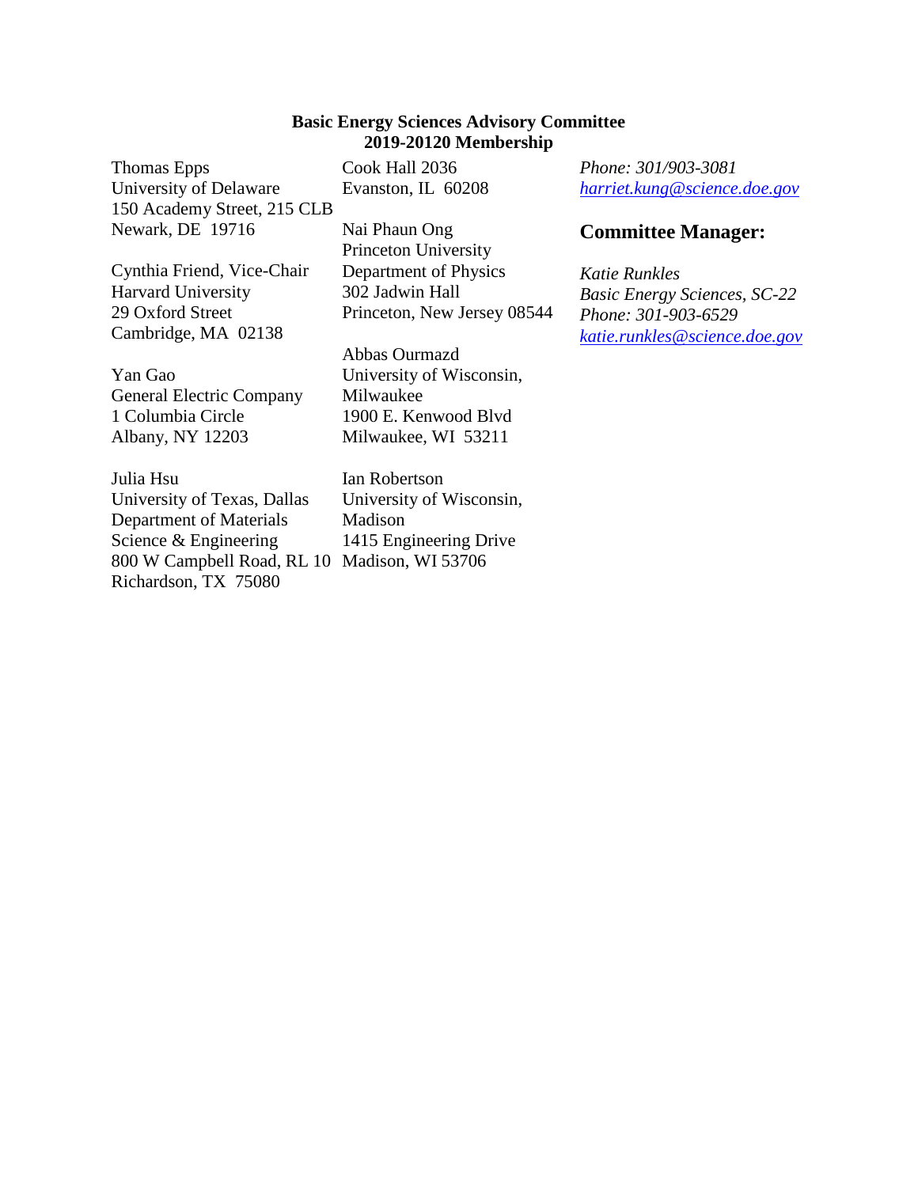**Basic Energy Sciences Advisory Committee**
**2019-20120 Membership**

Thomas Epps
University of Delaware
150 Academy Street, 215 CLB
Newark, DE 19716

Cynthia Friend, Vice-Chair
Harvard University
29 Oxford Street
Cambridge, MA 02138

Yan Gao
General Electric Company
1 Columbia Circle
Albany, NY 12203

Julia Hsu
University of Texas, Dallas
Department of Materials
Science & Engineering
800 W Campbell Road, RL 10
Richardson, TX 75080

Cook Hall 2036
Evanston, IL 60208

Nai Phaun Ong
Princeton University
Department of Physics
302 Jadwin Hall
Princeton, New Jersey 08544

Abbas Ourmazd
University of Wisconsin, Milwaukee
1900 E. Kenwood Blvd
Milwaukee, WI 53211

Ian Robertson
University of Wisconsin, Madison
1415 Engineering Drive
Madison, WI 53706

*Phone: 301/903-3081*
*harriet.kung@science.doe.gov*

## Committee Manager:

*Katie Runkles*
*Basic Energy Sciences, SC-22*
*Phone: 301-903-6529*
*katie.runkles@science.doe.gov*